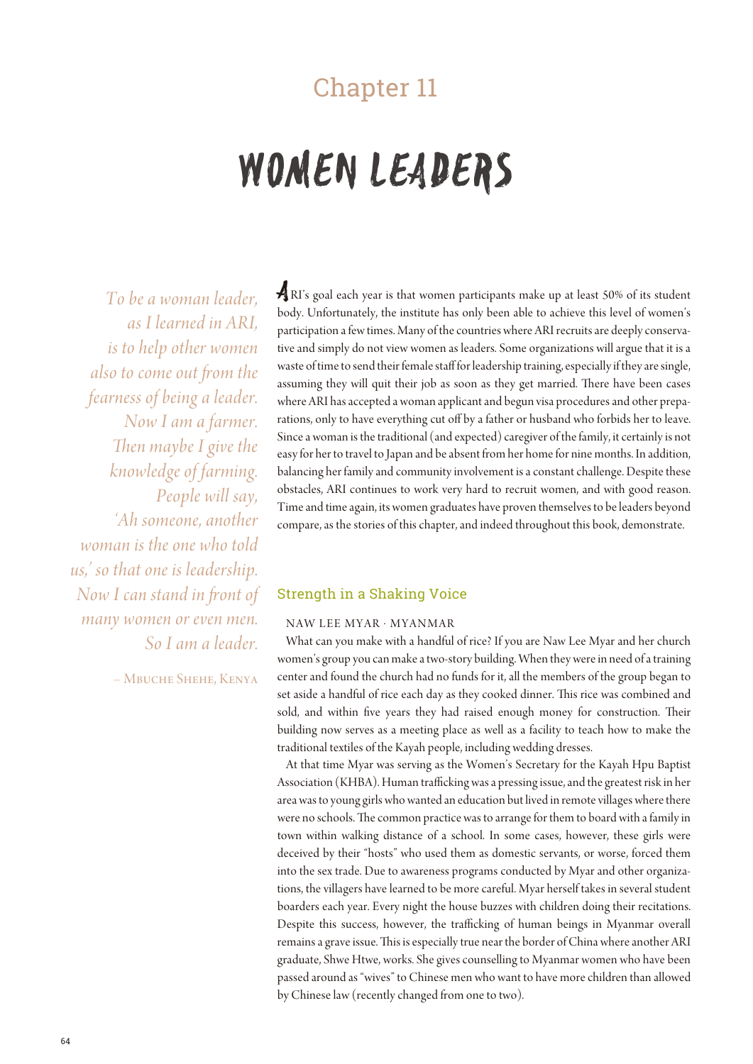Chapter 11

# WOMEN LEADERS

*To be a woman leader, as I learned in ARI, is to help other women also to come out from the fearness of being a leader. Now I am a farmer. Then maybe I give the knowledge of farming. People will say, 'Ah someone, another woman is the one who told us,' so that one is leadership. Now I can stand in front of many women or even men. So I am a leader.*

– Mbuche Shehe, Kenya

ARI's goal each year is that women participants make up at least 50% of its student body. Unfortunately, the institute has only been able to achieve this level of women's participation a few times. Many of the countries where ARI recruits are deeply conservative and simply do not view women as leaders. Some organizations will argue that it is a waste of time to send their female staff for leadership training, especially if they are single, assuming they will quit their job as soon as they get married. There have been cases where ARI has accepted a woman applicant and begun visa procedures and other preparations, only to have everything cut off by a father or husband who forbids her to leave. Since a woman is the traditional (and expected) caregiver of the family, it certainly is not easy for her to travel to Japan and be absent from her home for nine months. In addition, balancing her family and community involvement is a constant challenge. Despite these obstacles, ARI continues to work very hard to recruit women, and with good reason. Time and time again, its women graduates have proven themselves to be leaders beyond compare, as the stories of this chapter, and indeed throughout this book, demonstrate.

## Strength in a Shaking Voice

NAW LEE MYAR · MYANMAR

What can you make with a handful of rice? If you are Naw Lee Myar and her church women's group you can make a two-story building. When they were in need of a training center and found the church had no funds for it, all the members of the group began to set aside a handful of rice each day as they cooked dinner. This rice was combined and sold, and within five years they had raised enough money for construction. Their building now serves as a meeting place as well as a facility to teach how to make the traditional textiles of the Kayah people, including wedding dresses.

At that time Myar was serving as the Women's Secretary for the Kayah Hpu Baptist Association (KHBA). Human trafficking was a pressing issue, and the greatest risk in her area was to young girls who wanted an education but lived in remote villages where there were no schools. The common practice was to arrange for them to board with a family in town within walking distance of a school. In some cases, however, these girls were deceived by their "hosts" who used them as domestic servants, or worse, forced them into the sex trade. Due to awareness programs conducted by Myar and other organizations, the villagers have learned to be more careful. Myar herself takes in several student boarders each year. Every night the house buzzes with children doing their recitations. Despite this success, however, the trafficking of human beings in Myanmar overall remains a grave issue. This is especially true near the border of China where another ARI graduate, Shwe Htwe, works. She gives counselling to Myanmar women who have been passed around as "wives" to Chinese men who want to have more children than allowed by Chinese law (recently changed from one to two).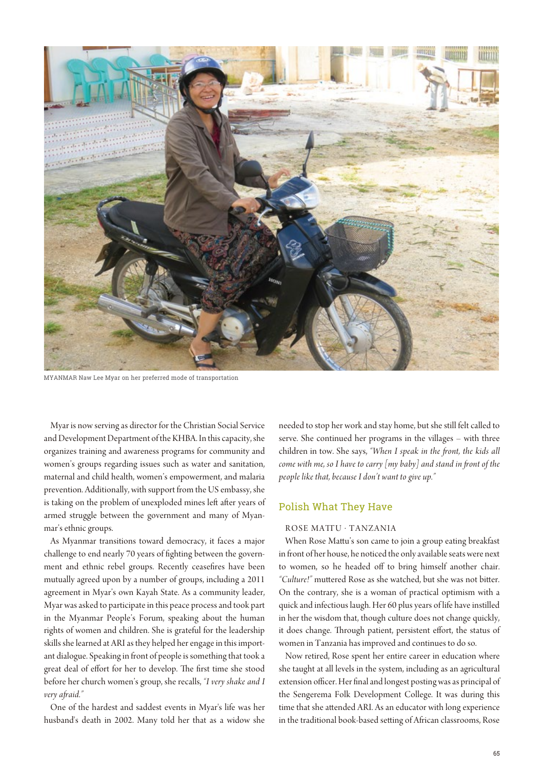MYANMAR Naw Lee Myar on her preferred mode of transportation

Myar is now serving as director for the Christian Social Service and Development Department of the KHBA. In this capacity, she organizes training and awareness programs for community and women's groups regarding issues such as water and sanitation, maternal and child health, women's empowerment, and malaria prevention. Additionally, with support from the US embassy, she is taking on the problem of unexploded mines left after years of armed struggle between the government and many of Myanmar's ethnic groups.

As Myanmar transitions toward democracy, it faces a major challenge to end nearly 70 years of fighting between the government and ethnic rebel groups. Recently ceasefires have been mutually agreed upon by a number of groups, including a 2011 agreement in Myar's own Kayah State. As a community leader, Myar was asked to participate in this peace process and took part in the Myanmar People's Forum, speaking about the human rights of women and children. She is grateful for the leadership skills she learned at ARI as they helped her engage in this important dialogue. Speaking in front of people is something that took a great deal of effort for her to develop. The first time she stood before her church women's group, she recalls, *"I very shake and I very afraid."*

One of the hardest and saddest events in Myar's life was her husband's death in 2002. Many told her that as a widow she needed to stop her work and stay home, but she still felt called to serve. She continued her programs in the villages – with three children in tow. She says, *"When I speak in the front, the kids all come with me, so I have to carry [my baby] and stand in front of the people like that, because I don't want to give up."*

## Polish What They Have

ROSE MATTU · TANZANIA

When Rose Mattu's son came to join a group eating breakfast in front of her house, he noticed the only available seats were next to women, so he headed off to bring himself another chair. *"Culture!"* muttered Rose as she watched, but she was not bitter. On the contrary, she is a woman of practical optimism with a quick and infectious laugh. Her 60 plus years of life have instilled in her the wisdom that, though culture does not change quickly, it does change. Through patient, persistent effort, the status of women in Tanzania has improved and continues to do so.

Now retired, Rose spent her entire career in education where she taught at all levels in the system, including as an agricultural extension officer. Her final and longest posting was as principal of the Sengerema Folk Development College. It was during this time that she attended ARI. As an educator with long experience in the traditional book-based setting of African classrooms, Rose